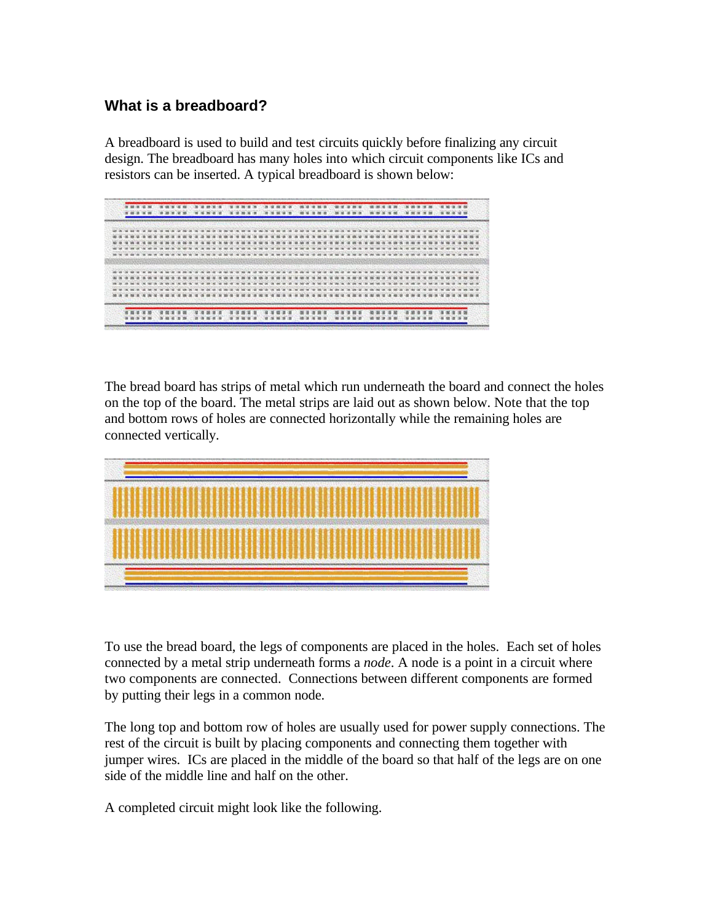### What is a breadboard?

A breadboard is used to build and test circuits quickly before finalizing any circuit design. The breadboard has many holes into which circuit components like ICs and resistors can be inserted. A typical breadboard is shown below:

The bread board has strips of metal which run underneath the board and connect the holes on the top of the board. The metal strips are laid out as shown below. Note that the top and bottom rows of holes are connected horizontally while the remaining holes are connected vertically.

To use the bread board, the legs of components are placed in the holes. Each set of holes connected by a metal strip underneath forms a *node*. A node is a point in a circuit where two components are connected. Connections between different components are formed by putting their legs in a common node.

The long top and bottom row of holes are usually used for power supply connections. The rest of the circuit is built by placing components and connecting them together with jumper wires. ICs are placed in the middle of the board so that half of the legs are on one side of the middle line and half on the other.

A completed circuit might look like the following.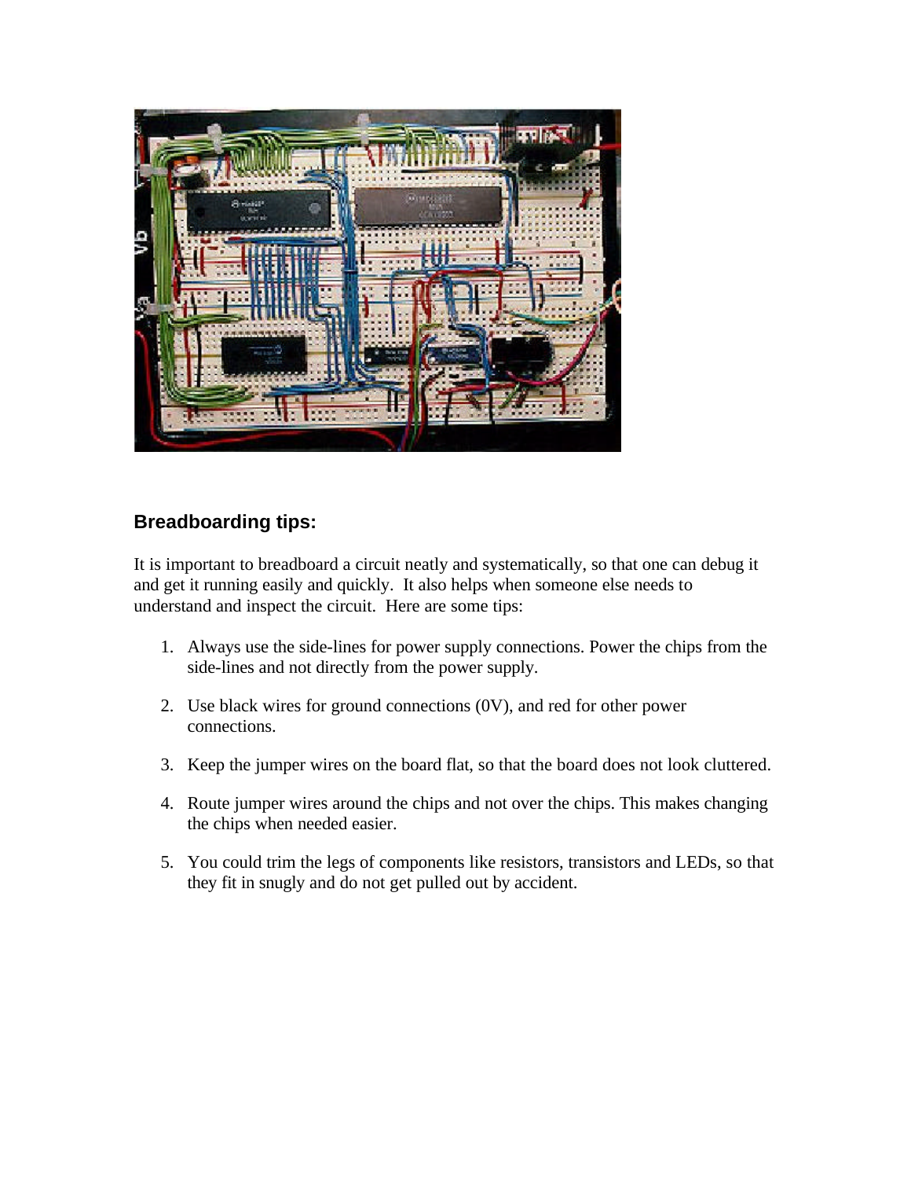## Breadboarding tips:

It is important to breadboard a circuit neatly and systematically, so that one can debug it and get it running easily and quickly. It also helps when someone else needs to understand and inspect the circuit. Here are some tips:

1. Always use the side-lines for power supply connections. Power the chips from the side-lines and not directly from the power supply.
2. Use black wires for ground connections (0V), and red for other power connections.
3. Keep the jumper wires on the board flat, so that the board does not look cluttered.
4. Route jumper wires around the chips and not over the chips. This makes changing the chips when needed easier.
5. You could trim the legs of components like resistors, transistors and LEDs, so that they fit in snugly and do not get pulled out by accident.